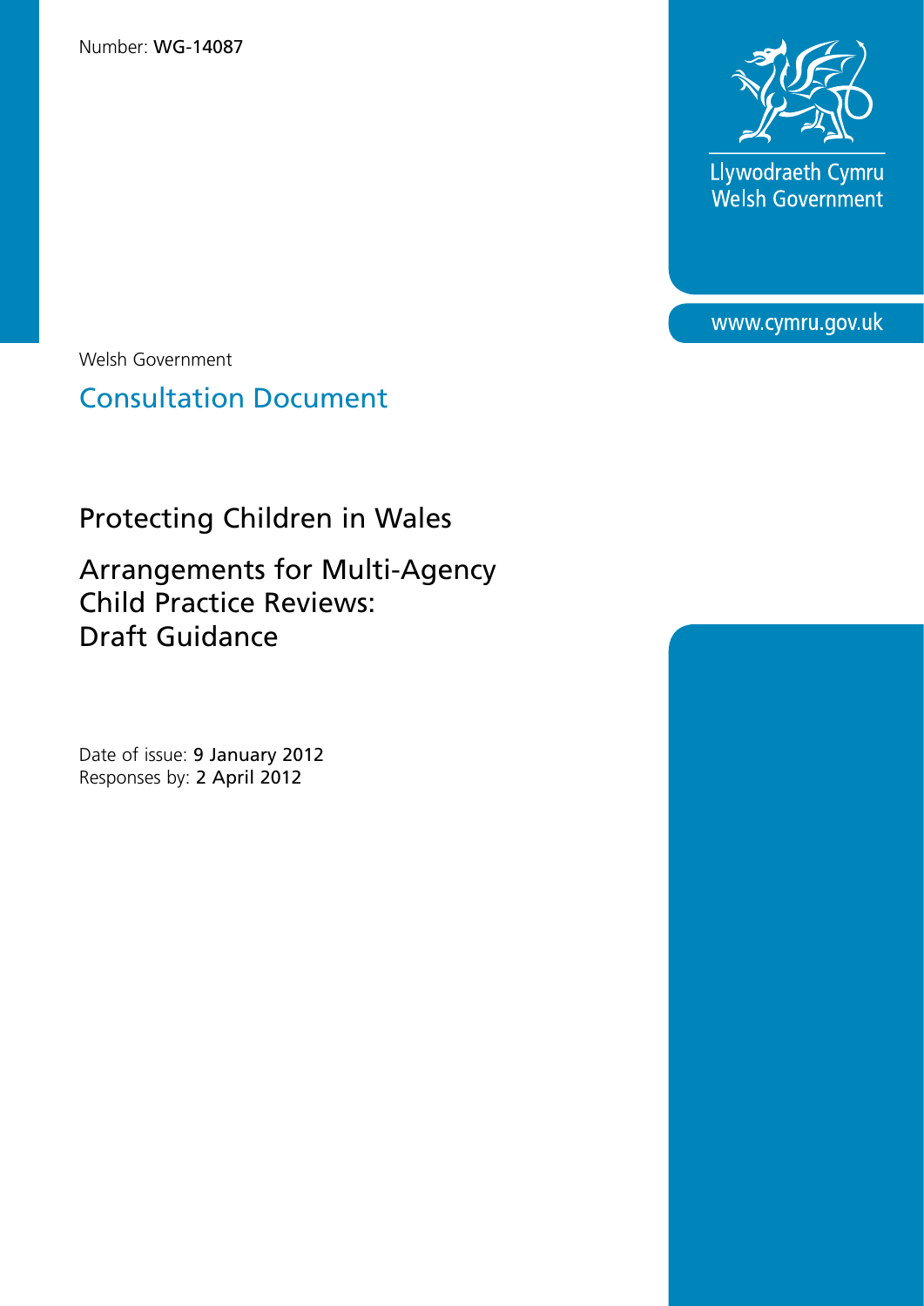Number: **WG-14087**

Llywodraeth Cymru
Welsh Government

www.cymru.gov.uk

Welsh Government

## Consultation Document

# Protecting Children in Wales

# Arrangements for Multi-Agency Child Practice Reviews: Draft Guidance

Date of issue: **9 January 2012**
Responses by: **2 April 2012**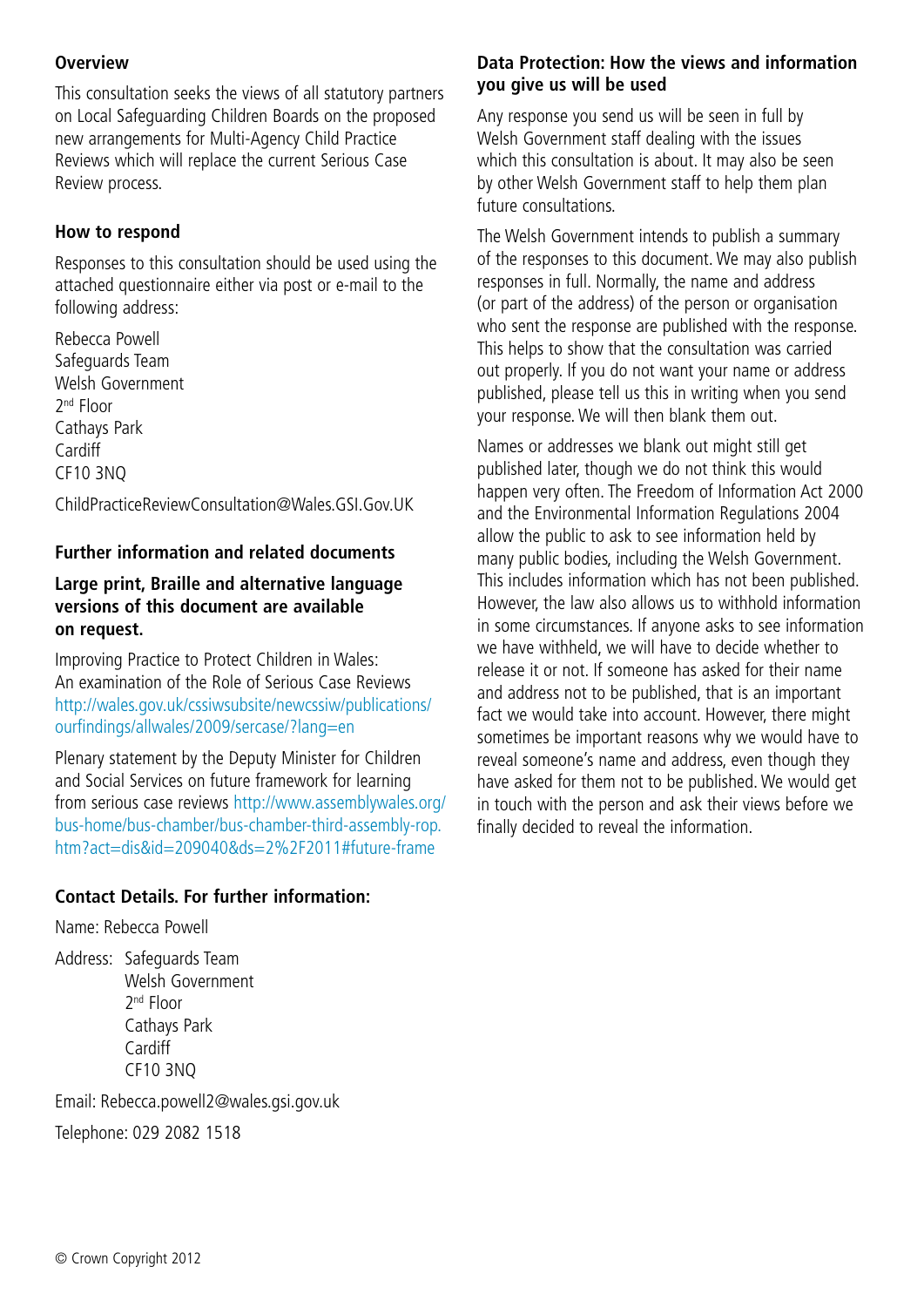## Overview

This consultation seeks the views of all statutory partners on Local Safeguarding Children Boards on the proposed new arrangements for Multi-Agency Child Practice Reviews which will replace the current Serious Case Review process.

## How to respond

Responses to this consultation should be used using the attached questionnaire either via post or e-mail to the following address:

Rebecca Powell
Safeguards Team
Welsh Government
2nd Floor
Cathays Park
Cardiff
CF10 3NQ

ChildPracticeReviewConsultation@Wales.GSI.Gov.UK

## Further information and related documents

**Large print, Braille and alternative language versions of this document are available on request.**

Improving Practice to Protect Children in Wales: An examination of the Role of Serious Case Reviews http://wales.gov.uk/cssiwsubsite/newcssiw/publications/ourfindings/allwales/2009/sercase/?lang=en

Plenary statement by the Deputy Minister for Children and Social Services on future framework for learning from serious case reviews http://www.assemblywales.org/bus-home/bus-chamber/bus-chamber-third-assembly-rop.htm?act=dis&id=209040&ds=2%2F2011#future-frame

## Contact Details. For further information:

Name: Rebecca Powell

Address: Safeguards Team
Welsh Government
2nd Floor
Cathays Park
Cardiff
CF10 3NQ

Email: Rebecca.powell2@wales.gsi.gov.uk

Telephone: 029 2082 1518

## Data Protection: How the views and information you give us will be used

Any response you send us will be seen in full by Welsh Government staff dealing with the issues which this consultation is about. It may also be seen by other Welsh Government staff to help them plan future consultations.

The Welsh Government intends to publish a summary of the responses to this document. We may also publish responses in full. Normally, the name and address (or part of the address) of the person or organisation who sent the response are published with the response. This helps to show that the consultation was carried out properly. If you do not want your name or address published, please tell us this in writing when you send your response. We will then blank them out.

Names or addresses we blank out might still get published later, though we do not think this would happen very often. The Freedom of Information Act 2000 and the Environmental Information Regulations 2004 allow the public to ask to see information held by many public bodies, including the Welsh Government. This includes information which has not been published. However, the law also allows us to withhold information in some circumstances. If anyone asks to see information we have withheld, we will have to decide whether to release it or not. If someone has asked for their name and address not to be published, that is an important fact we would take into account. However, there might sometimes be important reasons why we would have to reveal someone's name and address, even though they have asked for them not to be published. We would get in touch with the person and ask their views before we finally decided to reveal the information.

© Crown Copyright 2012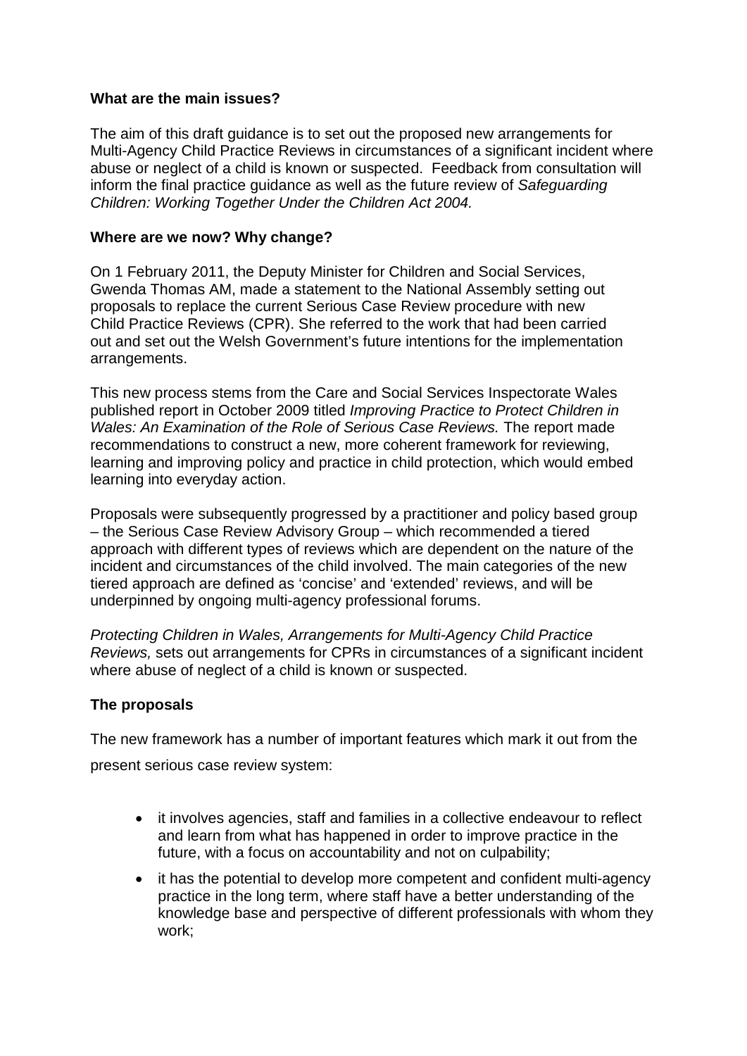**What are the main issues?**

The aim of this draft guidance is to set out the proposed new arrangements for Multi-Agency Child Practice Reviews in circumstances of a significant incident where abuse or neglect of a child is known or suspected. Feedback from consultation will inform the final practice guidance as well as the future review of *Safeguarding Children: Working Together Under the Children Act 2004.*

**Where are we now? Why change?**

On 1 February 2011, the Deputy Minister for Children and Social Services, Gwenda Thomas AM, made a statement to the National Assembly setting out proposals to replace the current Serious Case Review procedure with new Child Practice Reviews (CPR). She referred to the work that had been carried out and set out the Welsh Government's future intentions for the implementation arrangements.

This new process stems from the Care and Social Services Inspectorate Wales published report in October 2009 titled *Improving Practice to Protect Children in Wales: An Examination of the Role of Serious Case Reviews.* The report made recommendations to construct a new, more coherent framework for reviewing, learning and improving policy and practice in child protection, which would embed learning into everyday action.

Proposals were subsequently progressed by a practitioner and policy based group – the Serious Case Review Advisory Group – which recommended a tiered approach with different types of reviews which are dependent on the nature of the incident and circumstances of the child involved. The main categories of the new tiered approach are defined as 'concise' and 'extended' reviews, and will be underpinned by ongoing multi-agency professional forums.

*Protecting Children in Wales, Arrangements for Multi-Agency Child Practice Reviews,* sets out arrangements for CPRs in circumstances of a significant incident where abuse of neglect of a child is known or suspected.

**The proposals**

The new framework has a number of important features which mark it out from the present serious case review system:

- it involves agencies, staff and families in a collective endeavour to reflect and learn from what has happened in order to improve practice in the future, with a focus on accountability and not on culpability;
- it has the potential to develop more competent and confident multi-agency practice in the long term, where staff have a better understanding of the knowledge base and perspective of different professionals with whom they work;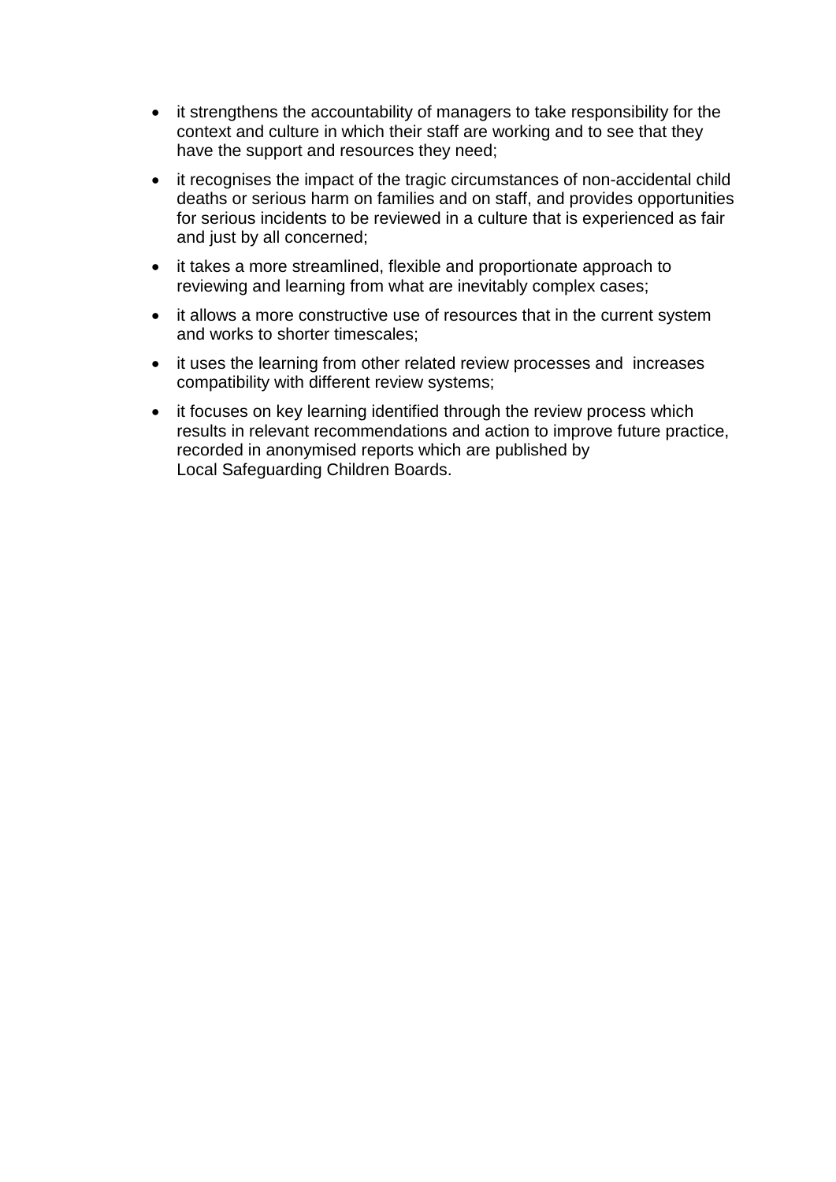- it strengthens the accountability of managers to take responsibility for the context and culture in which their staff are working and to see that they have the support and resources they need;
- it recognises the impact of the tragic circumstances of non-accidental child deaths or serious harm on families and on staff, and provides opportunities for serious incidents to be reviewed in a culture that is experienced as fair and just by all concerned;
- it takes a more streamlined, flexible and proportionate approach to reviewing and learning from what are inevitably complex cases;
- it allows a more constructive use of resources that in the current system and works to shorter timescales;
- it uses the learning from other related review processes and increases compatibility with different review systems;
- it focuses on key learning identified through the review process which results in relevant recommendations and action to improve future practice, recorded in anonymised reports which are published by Local Safeguarding Children Boards.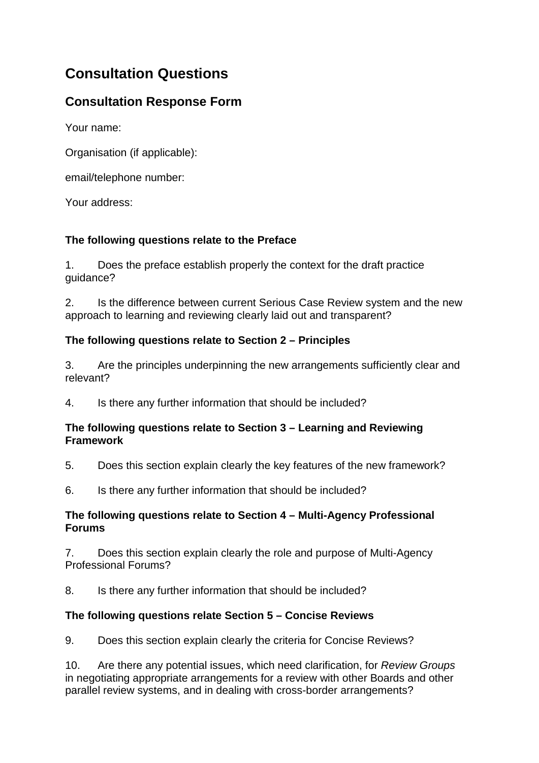# Consultation Questions

## Consultation Response Form

Your name:

Organisation (if applicable):

email/telephone number:

Your address:

**The following questions relate to the Preface**

1. Does the preface establish properly the context for the draft practice guidance?

2. Is the difference between current Serious Case Review system and the new approach to learning and reviewing clearly laid out and transparent?

**The following questions relate to Section 2 – Principles**

3. Are the principles underpinning the new arrangements sufficiently clear and relevant?

4. Is there any further information that should be included?

**The following questions relate to Section 3 – Learning and Reviewing Framework**

5. Does this section explain clearly the key features of the new framework?

6. Is there any further information that should be included?

**The following questions relate to Section 4 – Multi-Agency Professional Forums**

7. Does this section explain clearly the role and purpose of Multi-Agency Professional Forums?

8. Is there any further information that should be included?

**The following questions relate Section 5 – Concise Reviews**

9. Does this section explain clearly the criteria for Concise Reviews?

10. Are there any potential issues, which need clarification, for *Review Groups* in negotiating appropriate arrangements for a review with other Boards and other parallel review systems, and in dealing with cross-border arrangements?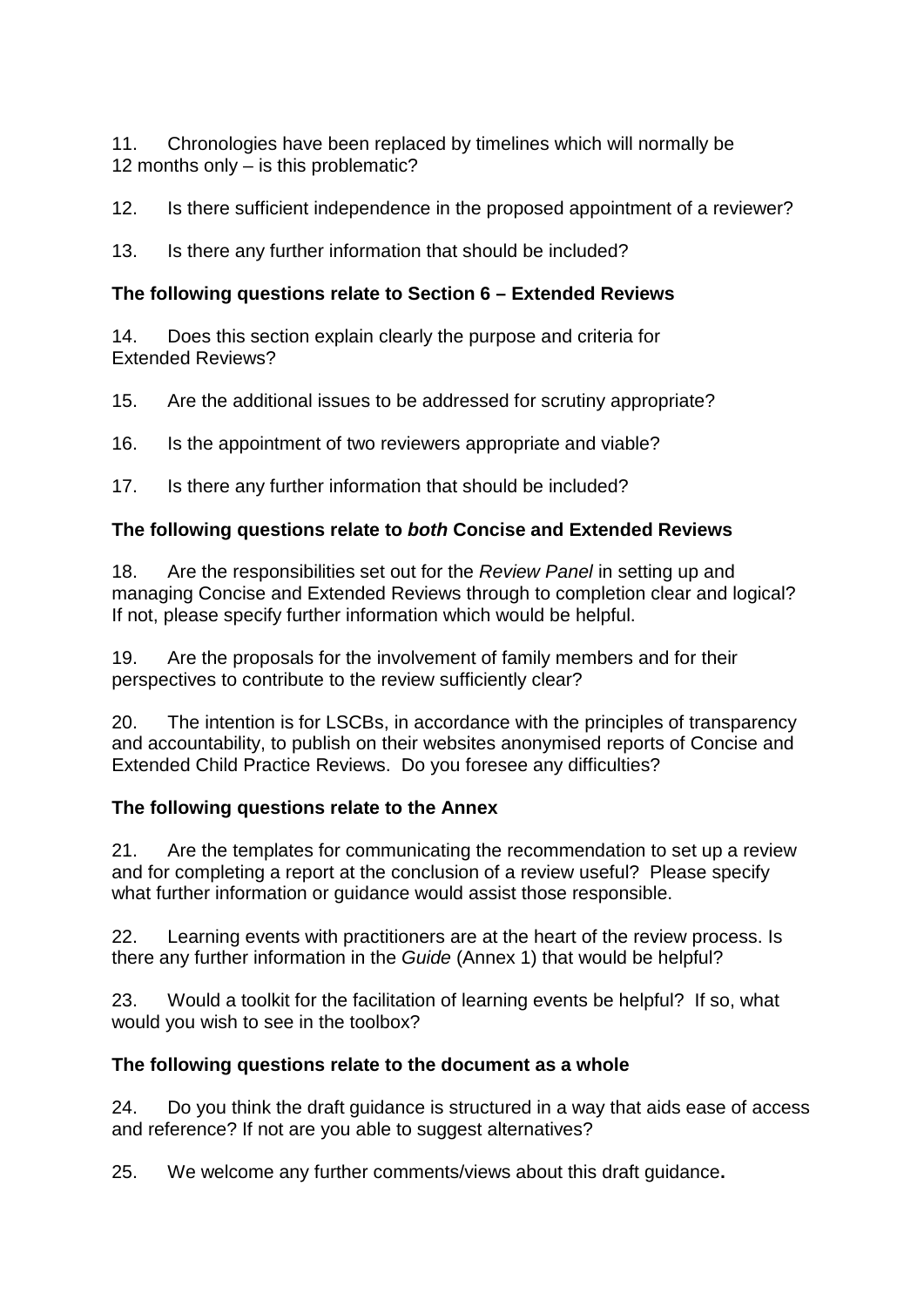11. Chronologies have been replaced by timelines which will normally be 12 months only – is this problematic?

12. Is there sufficient independence in the proposed appointment of a reviewer?

13. Is there any further information that should be included?

**The following questions relate to Section 6 – Extended Reviews**

14. Does this section explain clearly the purpose and criteria for Extended Reviews?

15. Are the additional issues to be addressed for scrutiny appropriate?

16. Is the appointment of two reviewers appropriate and viable?

17. Is there any further information that should be included?

**The following questions relate to *both* Concise and Extended Reviews**

18. Are the responsibilities set out for the *Review Panel* in setting up and managing Concise and Extended Reviews through to completion clear and logical? If not, please specify further information which would be helpful.

19. Are the proposals for the involvement of family members and for their perspectives to contribute to the review sufficiently clear?

20. The intention is for LSCBs, in accordance with the principles of transparency and accountability, to publish on their websites anonymised reports of Concise and Extended Child Practice Reviews. Do you foresee any difficulties?

**The following questions relate to the Annex**

21. Are the templates for communicating the recommendation to set up a review and for completing a report at the conclusion of a review useful? Please specify what further information or guidance would assist those responsible.

22. Learning events with practitioners are at the heart of the review process. Is there any further information in the *Guide* (Annex 1) that would be helpful?

23. Would a toolkit for the facilitation of learning events be helpful? If so, what would you wish to see in the toolbox?

**The following questions relate to the document as a whole**

24. Do you think the draft guidance is structured in a way that aids ease of access and reference? If not are you able to suggest alternatives?

25. We welcome any further comments/views about this draft guidance**.**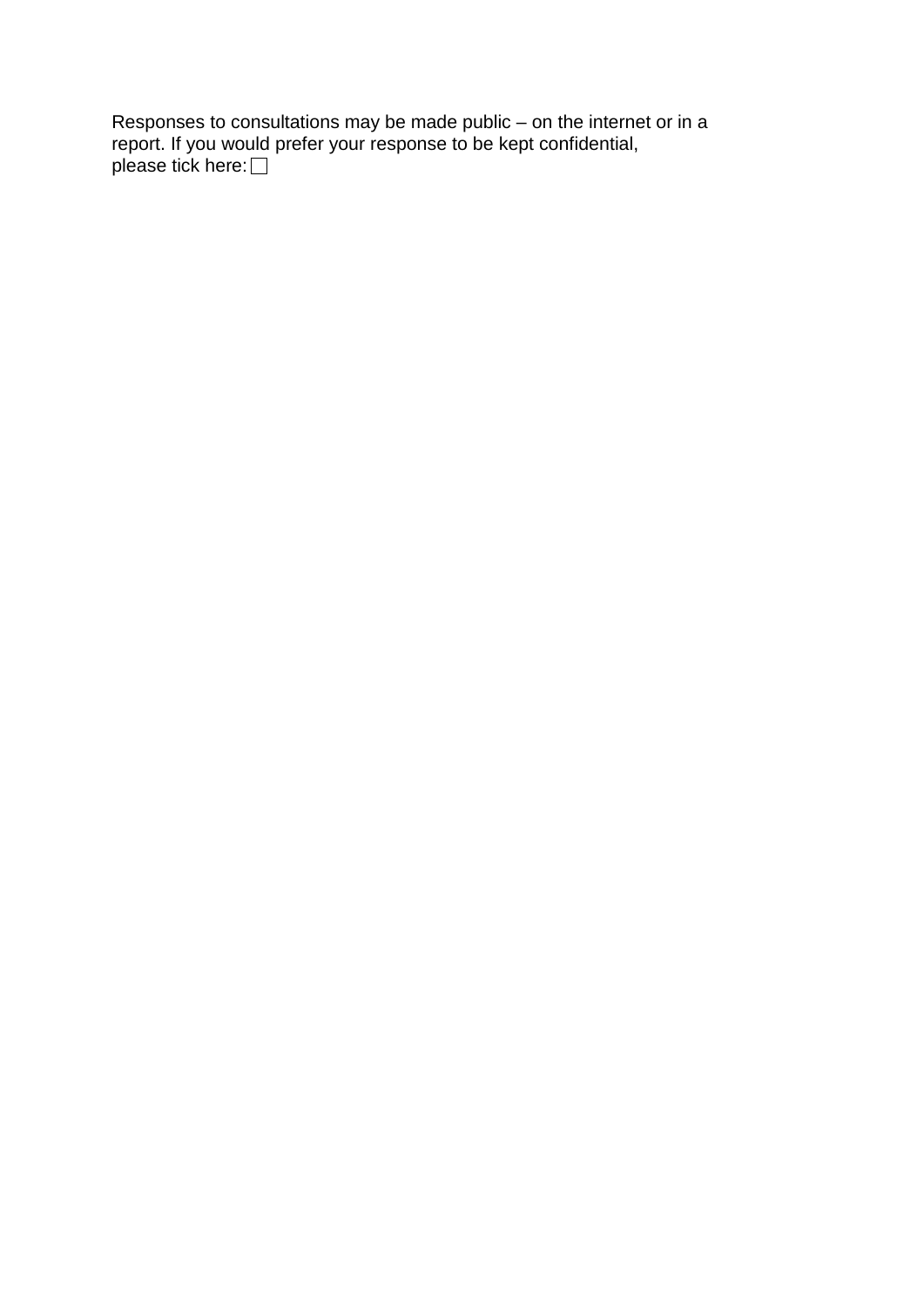Responses to consultations may be made public – on the internet or in a report. If you would prefer your response to be kept confidential, please tick here: ☐